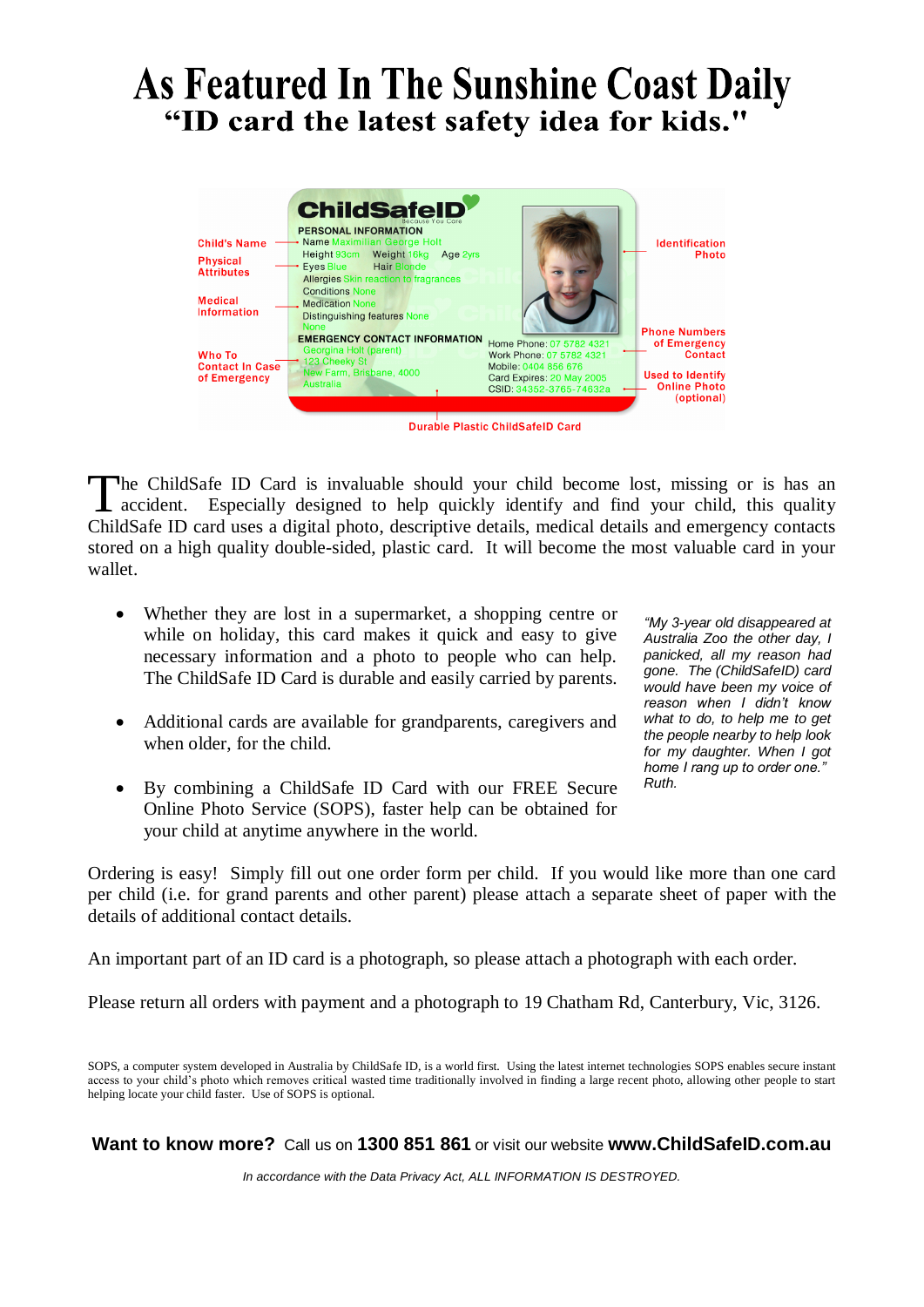# As Featured In The Sunshine Coast Daily

## "ID card the latest safety idea for kids."

**ChildSafeID** Because You Care

**PERSONAL INFORMATION**
Name Maximilian George Holt
Height 93cm Weight 16kg Age 2yrs
Eyes Blue Hair Blonde
Allergies Skin reaction to fragrances
Conditions None
Medication None
Distinguishing features None
None

**EMERGENCY CONTACT INFORMATION**
Georgina Holt (parent)
123 Cheeky St
New Farm, Brisbane, 4000
Australia

Home Phone: 07 5782 4321
Work Phone: 07 5782 4321
Mobile: 0404 856 676
Card Expires: 20 May 2005
CSID: 34352-3765-74632a

Child's Name — Physical Attributes — Medical Information — Who To Contact In Case of Emergency — Identification Photo — Phone Numbers of Emergency Contact — Used to Identify Online Photo (optional)

Durable Plastic ChildSafeID Card

The ChildSafe ID Card is invaluable should your child become lost, missing or is has an accident. Especially designed to help quickly identify and find your child, this quality ChildSafe ID card uses a digital photo, descriptive details, medical details and emergency contacts stored on a high quality double-sided, plastic card. It will become the most valuable card in your wallet.

- Whether they are lost in a supermarket, a shopping centre or while on holiday, this card makes it quick and easy to give necessary information and a photo to people who can help. The ChildSafe ID Card is durable and easily carried by parents.
- Additional cards are available for grandparents, caregivers and when older, for the child.
- By combining a ChildSafe ID Card with our FREE Secure Online Photo Service (SOPS), faster help can be obtained for your child at anytime anywhere in the world.

*"My 3-year old disappeared at Australia Zoo the other day, I panicked, all my reason had gone. The (ChildSafeID) card would have been my voice of reason when I didn't know what to do, to help me to get the people nearby to help look for my daughter. When I got home I rang up to order one." Ruth.*

Ordering is easy! Simply fill out one order form per child. If you would like more than one card per child (i.e. for grand parents and other parent) please attach a separate sheet of paper with the details of additional contact details.

An important part of an ID card is a photograph, so please attach a photograph with each order.

Please return all orders with payment and a photograph to 19 Chatham Rd, Canterbury, Vic, 3126.

SOPS, a computer system developed in Australia by ChildSafe ID, is a world first. Using the latest internet technologies SOPS enables secure instant access to your child's photo which removes critical wasted time traditionally involved in finding a large recent photo, allowing other people to start helping locate your child faster. Use of SOPS is optional.

**Want to know more?** Call us on **1300 851 861** or visit our website **www.ChildSafeID.com.au**

*In accordance with the Data Privacy Act, ALL INFORMATION IS DESTROYED.*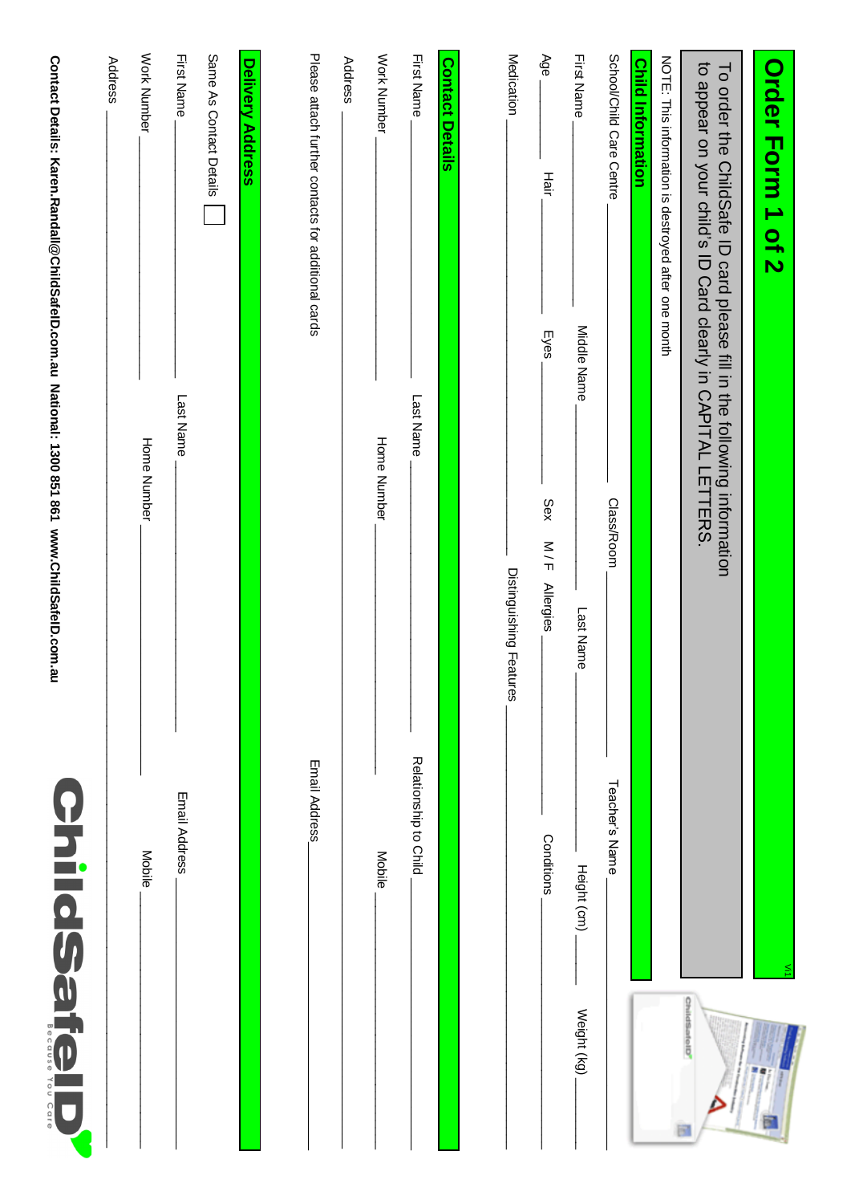# Order Form 1 of 2

V1

To order the ChildSafe ID card please fill in the following information to appear on your child's ID Card clearly in CAPITAL LETTERS.

NOTE: This information is destroyed after one month

## Child Information

School/Child Care Centre ______________ Class/Room ______________ Teacher's Name ______________

First Name ______________ Midde Name ______________ Last Name ______________ Height (cm) ________ Weight (kg) ________

Age ________ Hair ________ Eyes ________ Sex M / F Allergies ______________ Conditions ______________

Medication ______________ Distinguishing Features ______________

## Contact Details

First Name ______________ Last Name ______________ Relationship to Child ______________

Work Number ______________ Home Number ______________ Mobile ______________

Address ______________

Please attach further contacts for additional cards Email Address ______________

## Delivery Address

Same As Contact Details ☐

First Name ______________ Last Name ______________ Email Address ______________

Work Number ______________ Home Number ______________ Mobile ______________

Address ______________

**Contact Details: Karen.Randall@ChildSafeID.com.au National: 1300 851 861 www.ChildSafeID.com.au**

ChildSafeID Because You Care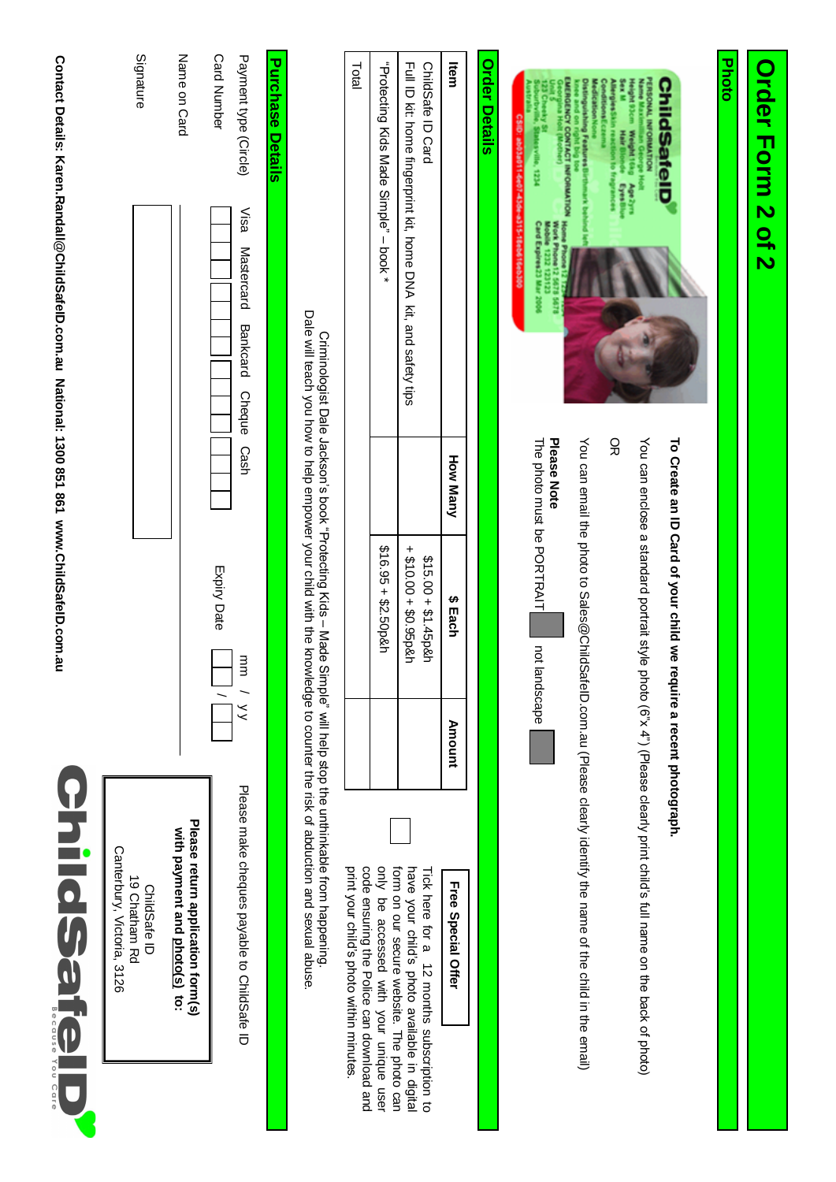# Order Form 2 of 2

## Photo

**To Create an ID Card of your child we require a recent photograph.**

You can enclose a standard portrait style photo (6"x 4") (Please clearly print child's full name on the back of photo)

OR

You can email the photo to Sales@ChildSafeID.com.au (Please clearly identify the name of the child in the email)

**Please Note**

The photo must be PORTRAIT not landscape

## Order Details

| Item | How Many | $ Each | Amount |
|---|---|---|---|
| ChildSafe ID Card | | $15.00 + $1.45p&h | |
| Full ID kit: home fingerprint kit, home DNA kit, and safety tips | | + $10.00 + $0.95p&h | |
| "Protecting Kids Made Simple" – book * | | $16.95 + $2.50p&h | |
| Total | | | |

**Free Special Offer**

Tick here for a 12 months subscription to have your child's photo available in digital form on our secure website. The photo can only be accessed with your unique user code ensuring the Police can download and print your child's photo within minutes.

Criminologist Dale Jackson's book "Protecting Kids – Made Simple" will help stop the unthinkable from happening.
Dale will teach you how to help empower your child with the knowledge to counter the risk of abduction and sexual abuse.

## Purchase Details

Payment type (Circle) Visa Mastercard Bankcard Cheque Cash

Please make cheques payable to ChildSafe ID

Card Number

Expiry Date mm / yy

Name on Card

Signature

**Please return application form(s) with payment and photo(s) to:**

ChildSafe ID
19 Chatham Rd
Canterbury, Victoria, 3126

ChildSafeID
Because You Care

**Contact Details: Karen.Randall@ChildSafeID.com.au National: 1300 851 861 www.ChildSafeID.com.au**